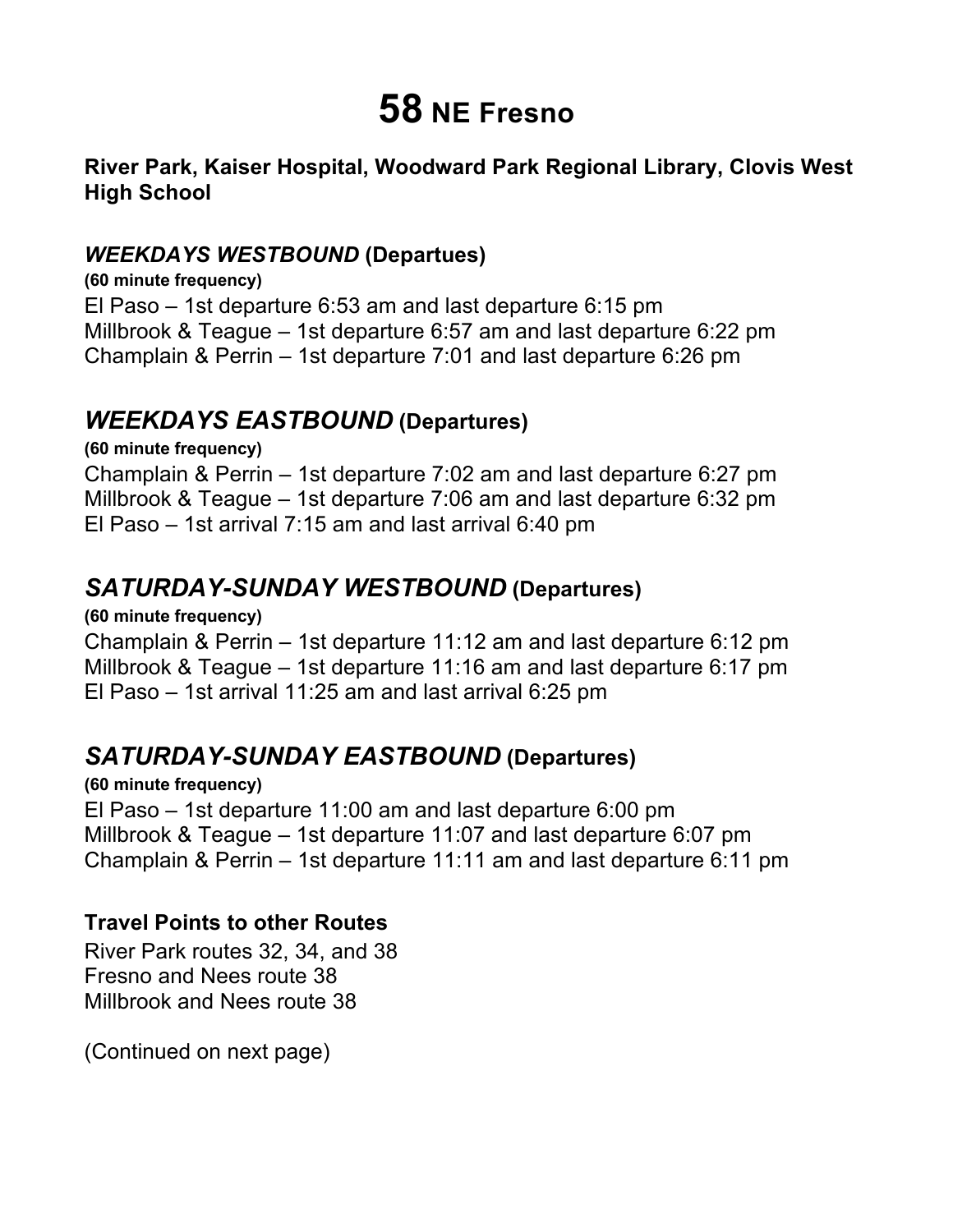# 58 NE Fresno

**River Park, Kaiser Hospital, Woodward Park Regional Library, Clovis West High School**

### ***WEEKDAYS WESTBOUND*** **(Departues)**

**(60 minute frequency)**

El Paso – 1st departure 6:53 am and last departure 6:15 pm
Millbrook & Teague – 1st departure 6:57 am and last departure 6:22 pm
Champlain & Perrin – 1st departure 7:01 and last departure 6:26 pm

## ***WEEKDAYS EASTBOUND*** **(Departures)**

**(60 minute frequency)**

Champlain & Perrin – 1st departure 7:02 am and last departure 6:27 pm
Millbrook & Teague – 1st departure 7:06 am and last departure 6:32 pm
El Paso – 1st arrival 7:15 am and last arrival 6:40 pm

## ***SATURDAY-SUNDAY WESTBOUND*** **(Departures)**

**(60 minute frequency)**

Champlain & Perrin – 1st departure 11:12 am and last departure 6:12 pm
Millbrook & Teague – 1st departure 11:16 am and last departure 6:17 pm
El Paso – 1st arrival 11:25 am and last arrival 6:25 pm

## ***SATURDAY-SUNDAY EASTBOUND*** **(Departures)**

**(60 minute frequency)**

El Paso – 1st departure 11:00 am and last departure 6:00 pm
Millbrook & Teague – 1st departure 11:07 and last departure 6:07 pm
Champlain & Perrin – 1st departure 11:11 am and last departure 6:11 pm

### **Travel Points to other Routes**

River Park routes 32, 34, and 38
Fresno and Nees route 38
Millbrook and Nees route 38

(Continued on next page)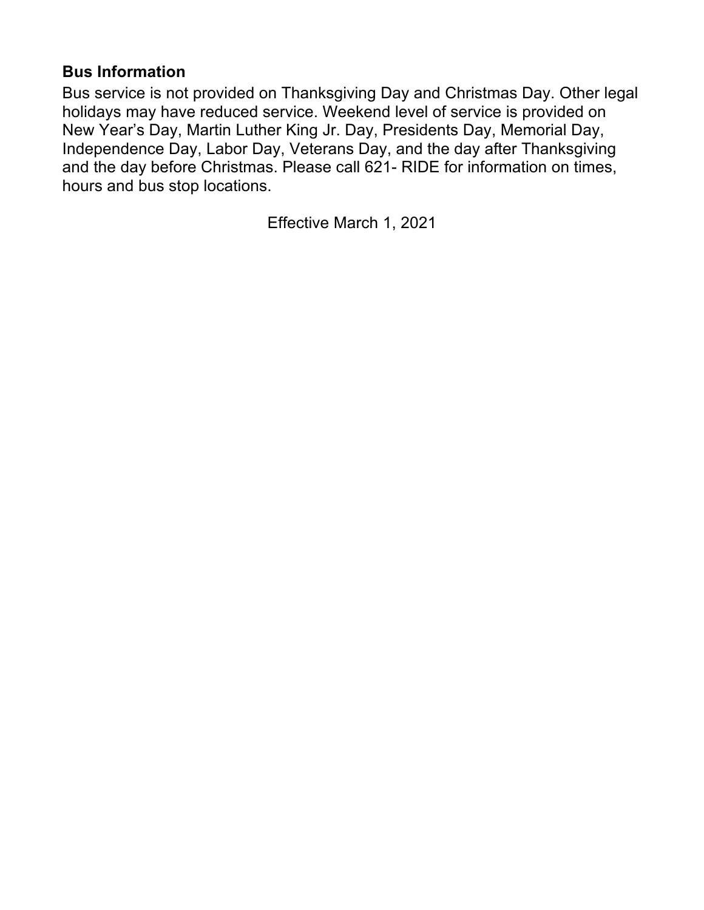## Bus Information

Bus service is not provided on Thanksgiving Day and Christmas Day. Other legal holidays may have reduced service. Weekend level of service is provided on New Year's Day, Martin Luther King Jr. Day, Presidents Day, Memorial Day, Independence Day, Labor Day, Veterans Day, and the day after Thanksgiving and the day before Christmas. Please call 621- RIDE for information on times, hours and bus stop locations.

Effective March 1, 2021